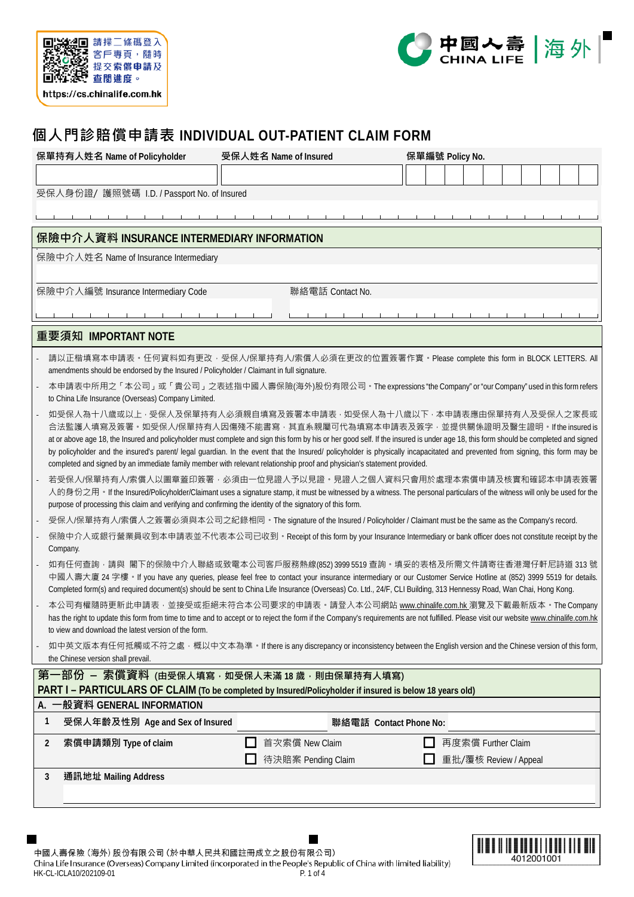請掃二條碼登入客戶專頁，隨時提交索償申請及查閱進度。

https://cs.chinalife.com.hk

中國人壽 | 海外
CHINA LIFE

# 個人門診賠償申請表 INDIVIDUAL OUT-PATIENT CLAIM FORM

| 保單持有人姓名 Name of Policyholder | 受保人姓名 Name of Insured | 保單編號 Policy No. |
|---|---|---|
| | | |

受保人身份證/ 護照號碼 I.D. / Passport No. of Insured

## 保險中介人資料 INSURANCE INTERMEDIARY INFORMATION

保險中介人姓名 Name of Insurance Intermediary

| 保險中介人編號 Insurance Intermediary Code | 聯絡電話 Contact No. |
|---|---|
| | |

## 重要須知 IMPORTANT NOTE

- 請以正楷填寫本申請表。任何資料如有更改，受保人/保單持有人/索償人必須在更改的位置簽署作實。Please complete this form in BLOCK LETTERS. All amendments should be endorsed by the Insured / Policyholder / Claimant in full signature.
- 本申請表中所用之「本公司」或「貴公司」之表述指中國人壽保險(海外)股份有限公司。The expressions "the Company" or "our Company" used in this form refers to China Life Insurance (Overseas) Company Limited.
- 如受保人為十八歲或以上，受保人及保單持有人必須親自填寫及簽署本申請表，如受保人為十八歲以下，本申請表應由保單持有人及受保人之家長或合法監護人填寫及簽署。如受保人/保單持有人因傷殘不能書寫，其直系親屬可代為填寫本申請表及簽字，並提供關係證明及醫生證明。If the insured is at or above age 18, the Insured and policyholder must complete and sign this form by his or her good self. If the insured is under age 18, this form should be completed and signed by policyholder and the insured's parent/ legal guardian. In the event that the Insured/ policyholder is physically incapacitated and prevented from signing, this form may be completed and signed by an immediate family member with relevant relationship proof and physician's statement provided.
- 若受保人/保單持有人/索償人以圖章蓋印簽署，必須由一位見證人予以見證。見證人之個人資料只會用於處理本索償申請及核實和確認本申請表簽署人的身份之用。If the Insured/Policyholder/Claimant uses a signature stamp, it must be witnessed by a witness. The personal particulars of the witness will only be used for the purpose of processing this claim and verifying and confirming the identity of the signatory of this form.
- 受保人/保單持有人/索償人之簽署必須與本公司之紀錄相同。The signature of the Insured / Policyholder / Claimant must be the same as the Company's record.
- 保險中介人或銀行營業員收到本申請表並不代表本公司已收到。Receipt of this form by your Insurance Intermediary or bank officer does not constitute receipt by the Company.
- 如有任何查詢，請與 閣下的保險中介人聯絡或致電本公司客戶服務熱線(852) 3999 5519 查詢。填妥的表格及所需文件請寄往香港灣仔軒尼詩道 313 號中國人壽大廈 24 字樓。If you have any queries, please feel free to contact your insurance intermediary or our Customer Service Hotline at (852) 3999 5519 for details. Completed form(s) and required document(s) should be sent to China Life Insurance (Overseas) Co. Ltd., 24/F, CLI Building, 313 Hennessy Road, Wan Chai, Hong Kong.
- 本公司有權隨時更新此申請表，並接受或拒絕未符合本公司要求的申請表。請登入本公司網站 www.chinalife.com.hk 瀏覽及下載最新版本。The Company has the right to update this form from time to time and to accept or to reject the form if the Company's requirements are not fulfilled. Please visit our website www.chinalife.com.hk to view and download the latest version of the form.
- 如中英文版本有任何抵觸或不符之處，概以中文本為準。If there is any discrepancy or inconsistency between the English version and the Chinese version of this form, the Chinese version shall prevail.

## 第一部份 – 索償資料 (由受保人填寫，如受保人未滿 18 歲，則由保單持有人填寫)
## PART I – PARTICULARS OF CLAIM (To be completed by Insured/Policyholder if insured is below 18 years old)

### A. 一般資料 GENERAL INFORMATION

| | | | |
|---|---|---|---|
| 1 | 受保人年齡及性別 Age and Sex of Insured | | 聯絡電話 Contact Phone No: |
| 2 | 索償申請類別 Type of claim | ☐ 首次索償 New Claim<br>☐ 待決賠案 Pending Claim | ☐ 再度索償 Further Claim<br>☐ 重批/覆核 Review / Appeal |
| 3 | 通訊地址 Mailing Address | | |

中國人壽保險（海外）股份有限公司（於中華人民共和國註冊成立之股份有限公司）
China Life Insurance (Overseas) Company Limited (incorporated in the People's Republic of China with limited liability)
HK-CL-ICLA10/202109-01

4012001001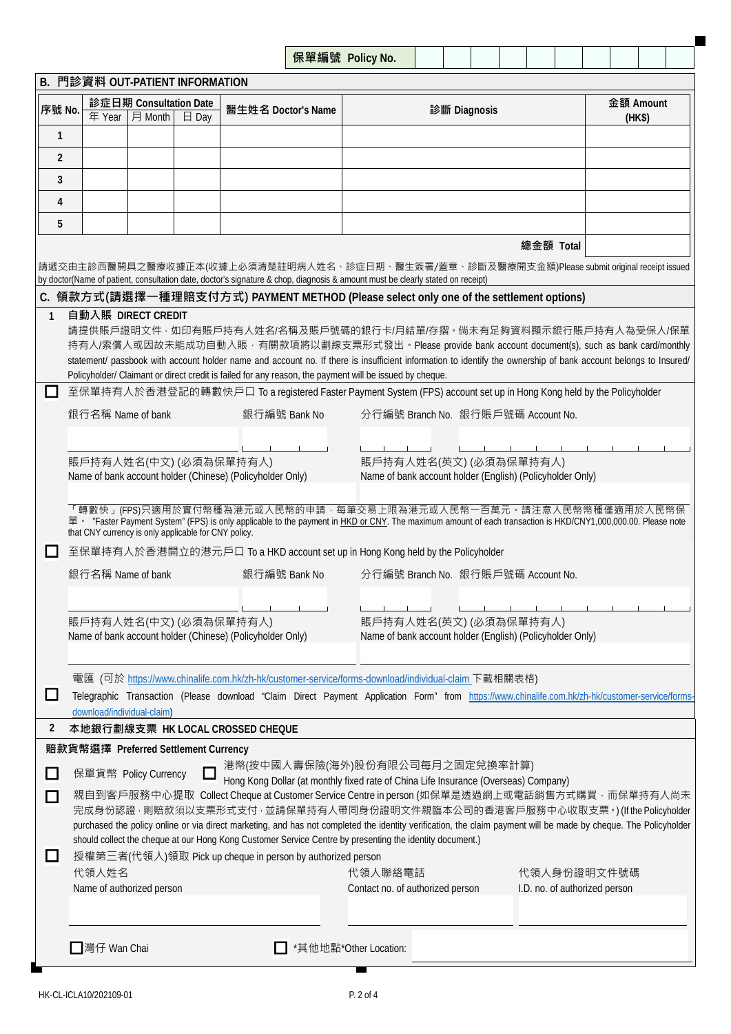**保單編號 Policy No.** | | | | | | | | | | |

## B. 門診資料 OUT-PATIENT INFORMATION

| 序號 No. | 診症日期 Consultation Date 年 Year | 月 Month | 日 Day | 醫生姓名 Doctor's Name | 診斷 Diagnosis | 金額 Amount (HK$) |
|---|---|---|---|---|---|---|
| 1 | | | | | | |
| 2 | | | | | | |
| 3 | | | | | | |
| 4 | | | | | | |
| 5 | | | | | | |
| | | | | | 總金額 Total | |

請遞交由主診西醫開具之醫療收據正本(收據上必須清楚註明病人姓名、診症日期、醫生簽署/蓋章、診斷及醫療開支金額)Please submit original receipt issued by doctor(Name of patient, consultation date, doctor's signature & chop, diagnosis & amount must be clearly stated on receipt)

## C. 領款方式(請選擇一種理賠支付方式) PAYMENT METHOD (Please select only one of the settlement options)

**1 自動入賬 DIRECT CREDIT**

請提供賬戶證明文件，如印有賬戶持有人姓名/名稱及賬戶號碼的銀行卡/月結單/存摺。倘未有足夠資料顯示銀行賬戶持有人為受保人/保單持有人/索償人或因故未能成功自動入賬，有關款項將以劃線支票形式發出。Please provide bank account document(s), such as bank card/monthly statement/ passbook with account holder name and account no. If there is insufficient information to identify the ownership of bank account belongs to Insured/ Policyholder/ Claimant or direct credit is failed for any reason, the payment will be issued by cheque.

☐ 至保單持有人於香港登記的轉數快戶口 To a registered Faster Payment System (FPS) account set up in Hong Kong held by the Policyholder

銀行名稱 Name of bank ______ 銀行編號 Bank No ______ 分行編號 Branch No. ______ 銀行賬戶號碼 Account No. ______

賬戶持有人姓名(中文) (必須為保單持有人) Name of bank account holder (Chinese) (Policyholder Only) ______

賬戶持有人姓名(英文) (必須為保單持有人) Name of bank account holder (English) (Policyholder Only) ______

「轉數快」(FPS)只適用於實付幣種為港元或人民幣的申請，每筆交易上限為港元或人民幣一百萬元。請注意人民幣幣種僅適用於人民幣保單。 "Faster Payment System" (FPS) is only applicable to the payment in HKD or CNY. The maximum amount of each transaction is HKD/CNY1,000,000.00. Please note that CNY currency is only applicable for CNY policy.

☐ 至保單持有人於香港開立的港元戶口 To a HKD account set up in Hong Kong held by the Policyholder

銀行名稱 Name of bank ______ 銀行編號 Bank No ______ 分行編號 Branch No. ______ 銀行賬戶號碼 Account No. ______

賬戶持有人姓名(中文) (必須為保單持有人) Name of bank account holder (Chinese) (Policyholder Only) ______

賬戶持有人姓名(英文) (必須為保單持有人) Name of bank account holder (English) (Policyholder Only) ______

☐ 電匯 (可於 https://www.chinalife.com.hk/zh-hk/customer-service/forms-download/individual-claim 下載相關表格)
Telegraphic Transaction (Please download "Claim Direct Payment Application Form" from https://www.chinalife.com.hk/zh-hk/customer-service/forms-download/individual-claim)

**2 本地銀行劃線支票 HK LOCAL CROSSED CHEQUE**

**賠款貨幣選擇 Preferred Settlement Currency**

☐ 保單貨幣 Policy Currency ☐ 港幣(按中國人壽保險(海外)股份有限公司每月之固定兌換率計算) Hong Kong Dollar (at monthly fixed rate of China Life Insurance (Overseas) Company)

☐ 親自到客戶服務中心提取 Collect Cheque at Customer Service Centre in person (如保單是透過網上或電話銷售方式購買，而保單持有人尚未完成身份認證，則賠款須以支票形式支付，並請保單持有人帶同身份證明文件親臨本公司的香港客戶服務中心收取支票。) (If the Policyholder purchased the policy online or via direct marketing, and has not completed the identity verification, the claim payment will be made by cheque. The Policyholder should collect the cheque at our Hong Kong Customer Service Centre by presenting the identity document.)

☐ 授權第三者(代領人)領取 Pick up cheque in person by authorized person

代領人姓名 Name of authorized person ______ 代領人聯絡電話 Contact no. of authorized person ______ 代領人身份證明文件號碼 I.D. no. of authorized person ______

☐ 灣仔 Wan Chai ☐ *其他地點*Other Location: ______

HK-CL-ICLA10/202109-01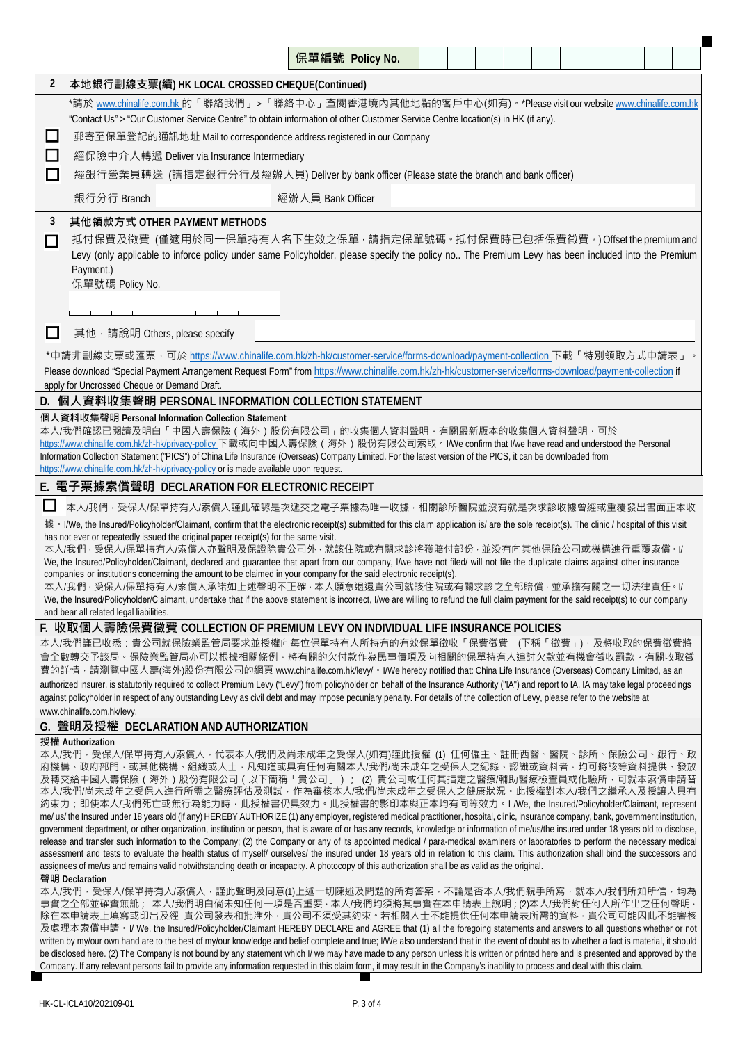保單編號 Policy No.

**2　本地銀行劃線支票(續) HK LOCAL CROSSED CHEQUE(Continued)**

*請於 www.chinalife.com.hk 的「聯絡我們」>「聯絡中心」查閱香港境內其他地點的客戶中心(如有)。*Please visit our website www.chinalife.com.hk "Contact Us" > "Our Customer Service Centre" to obtain information of other Customer Service Centre location(s) in HK (if any).

☐ 郵寄至保單登記的通訊地址 Mail to correspondence address registered in our Company

☐ 經保險中介人轉遞 Deliver via Insurance Intermediary

☐ 經銀行營業員轉送 (請指定銀行分行及經辦人員) Deliver by bank officer (Please state the branch and bank officer)

銀行分行 Branch ________ 經辦人員 Bank Officer ________

**3　其他領款方式 OTHER PAYMENT METHODS**

☐ 抵付保費及徵費 (僅適用於同一保單持有人名下生效之保單，請指定保單號碼。抵付保費時已包括保費徵費。) Offset the premium and Levy (only applicable to inforce policy under same Policyholder, please specify the policy no.. The Premium Levy has been included into the Premium Payment.)
保單號碼 Policy No.

☐ 其他，請說明 Others, please specify ________

*申請非劃線支票或匯票，可於 https://www.chinalife.com.hk/zh-hk/customer-service/forms-download/payment-collection 下載「特別領取方式申請表」。
Please download "Special Payment Arrangement Request Form" from https://www.chinalife.com.hk/zh-hk/customer-service/forms-download/payment-collection if apply for Uncrossed Cheque or Demand Draft.

## D. 個人資料收集聲明 PERSONAL INFORMATION COLLECTION STATEMENT

**個人資料收集聲明 Personal Information Collection Statement**

本人/我們確認已閱讀及明白「中國人壽保險（海外）股份有限公司」的收集個人資料聲明。有關最新版本的收集個人資料聲明，可於 https://www.chinalife.com.hk/zh-hk/privacy-policy 下載或向中國人壽保險（海外）股份有限公司索取。I/We confirm that I/we have read and understood the Personal Information Collection Statement ("PICS") of China Life Insurance (Overseas) Company Limited. For the latest version of the PICS, it can be downloaded from https://www.chinalife.com.hk/zh-hk/privacy-policy or is made available upon request.

## E. 電子票據索償聲明 DECLARATION FOR ELECTRONIC RECEIPT

☐ 本人/我們，受保人/保單持有人/索償人謹此確認是次遞交之電子票據為唯一收據，相關診所醫院並沒有就是次求診收據曾經或重覆發出書面正本收據。I/We, the Insured/Policyholder/Claimant, confirm that the electronic receipt(s) submitted for this claim application is/ are the sole receipt(s). The clinic / hospital of this visit has not ever or repeatedly issued the original paper receipt(s) for the same visit.
本人/我們，受保人/保單持有人/索償人亦聲明及保證除貴公司外，就該住院或有關求診將獲賠付部份，並沒有向其他保險公司或機構進行重覆索償。I/We, the Insured/Policyholder/Claimant, declared and guarantee that apart from our company, I/we have not filed/ will not file the duplicate claims against other insurance companies or institutions concerning the amount to be claimed in your company for the said electronic receipt(s).
本人/我們，受保人/保單持有人/索償人承諾如上述聲明不正確，本人願意退還貴公司就該住院或有關求診之全部賠償，並承擔有關之一切法律責任。I/We, the Insured/Policyholder/Claimant, undertake that if the above statement is incorrect, I/we are willing to refund the full claim payment for the said receipt(s) to our company and bear all related legal liabilities.

## F. 收取個人壽險徵費 COLLECTION OF PREMIUM LEVY ON INDIVIDUAL LIFE INSURANCE POLICIES

本人/我們謹已收悉：貴公司就保險業監管局要求並授權向每位保單持有人所持有的有效保單徵收「保費徵費」(下稱「徵費」)，及將收取的保費徵費將會全數轉交予該局。保險業監管局亦可以根據相關條例，將有關的欠付款作為民事債項及向相關的保單持有人追討欠款並有機會徵收罰款。有關收取徵費的詳情，請瀏覽中國人壽(海外)股份有限公司的網頁 www.chinalife.com.hk/levy/。I/We hereby notified that: China Life Insurance (Overseas) Company Limited, as an authorized insurer, is statutorily required to collect Premium Levy ("Levy") from policyholder on behalf of the Insurance Authority ("IA") and report to IA. IA may take legal proceedings against policyholder in respect of any outstanding Levy as civil debt and may impose pecuniary penalty. For details of the collection of Levy, please refer to the website at www.chinalife.com.hk/levy.

## G. 聲明及授權 DECLARATION AND AUTHORIZATION

**授權 Authorization**

本人/我們，受保人/保單持有人/索償人，代表本人/我們及尚未成年之受保人(如有)謹此授權 (1) 任何僱主、註冊西醫、醫院、診所、保險公司、銀行、政府機構、政府部門，或其他機構、組織或人士，凡知道或具有任何有關本人/我們/尚未成年之受保人之紀錄、認識或資料者，均可將該等資料提供、發放及轉交給中國人壽保險（海外）股份有限公司（以下簡稱「貴公司」）；(2) 貴公司或任何其指定之醫療/輔助醫療檢查員或化驗所，可就本索償申請替本人/我們/尚未成年之受保人進行所需之醫療評估及測試，作為審核本人/我們/尚未成年之受保人之健康狀況。此授權對本人/我們之繼承人及授讓人具有約束力；即使本人/我們死亡或無行為能力時，此授權書仍具效力。此授權書的影印本與正本均有同等效力。I /We, the Insured/Policyholder/Claimant, represent me/ us/ the Insured under 18 years old (if any) HEREBY AUTHORIZE (1) any employer, registered medical practitioner, hospital, clinic, insurance company, bank, government institution, government department, or other organization, institution or person, that is aware of or has any records, knowledge or information of me/us/the insured under 18 years old to disclose, release and transfer such information to the Company; (2) the Company or any of its appointed medical / para-medical examiners or laboratories to perform the necessary medical assessment and tests to evaluate the health status of myself/ ourselves/ the insured under 18 years old in relation to this claim. This authorization shall bind the successors and assignees of me/us and remains valid notwithstanding death or incapacity. A photocopy of this authorization shall be as valid as the original.

**聲明 Declaration**

本人/我們，受保人/保單持有人/索償人，謹此聲明及同意(1)上述一切陳述及問題的所有答案，不論是否本人/我們親手所寫，就本人/我們所知所信，均為事實之全部並確實無訛；本人/我們明白倘未知任何一項是否重要，本人/我們均須將其事實在本申請表上說明；(2)本人/我們對任何人所作出之任何聲明，除在本申請表上填寫或印出及經 貴公司發表和批准外，貴公司不須受其約束。若相關人士不能提供任何本申請表所需的資料，貴公司可能因此不能審核及處理本索償申請。I/ We, the Insured/Policyholder/Claimant HEREBY DECLARE and AGREE that (1) all the foregoing statements and answers to all questions whether or not written by my/our own hand are to the best of my/our knowledge and belief complete and true; I/We also understand that in the event of doubt as to whether a fact is material, it should be disclosed here. (2) The Company is not bound by any statement which I/ we may have made to any person unless it is written or printed here and is presented and approved by the Company. If any relevant persons fail to provide any information requested in this claim form, it may result in the Company's inability to process and deal with this claim.

HK-CL-ICLA10/202109-01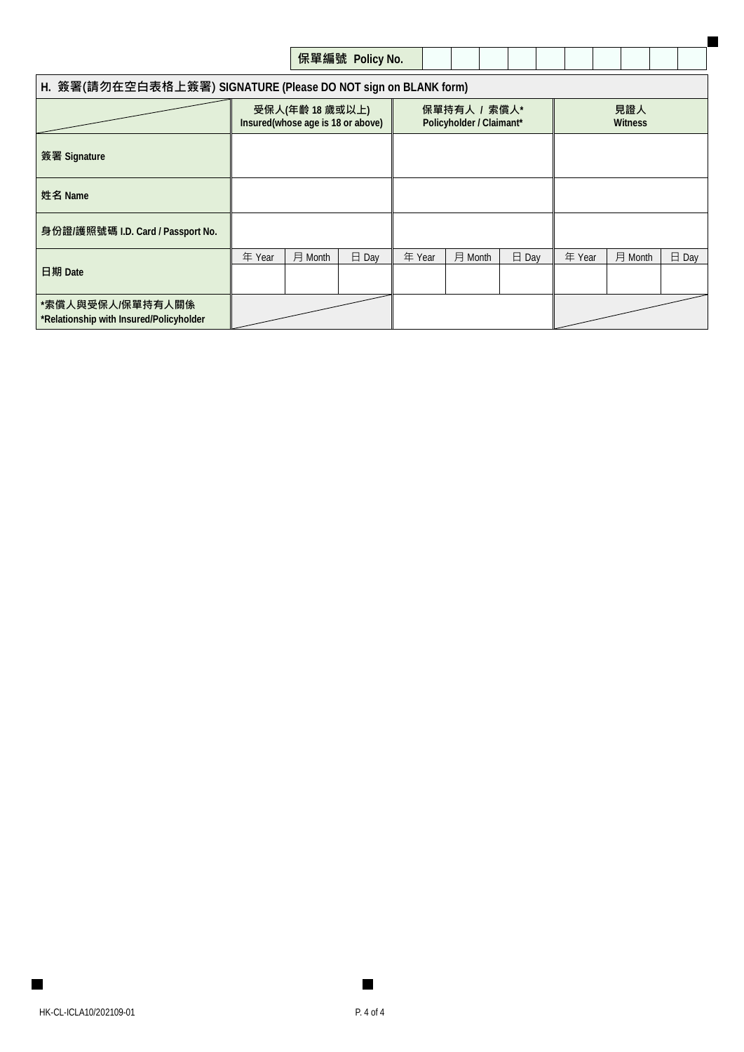| 保單編號 Policy No. | | | | | | | | | | |
|---|---|---|---|---|---|---|---|---|---|---|

## H. 簽署(請勿在空白表格上簽署) SIGNATURE (Please DO NOT sign on BLANK form)

| | 受保人(年齡 18 歲或以上) Insured(whose age is 18 or above) | | | 保單持有人 / 索償人* Policyholder / Claimant* | | | 見證人 Witness | | |
|---|---|---|---|---|---|---|---|---|---|
| 簽署 Signature | | | | | | | | | |
| 姓名 Name | | | | | | | | | |
| 身份證/護照號碼 I.D. Card / Passport No. | | | | | | | | | |
| 日期 Date | 年 Year | 月 Month | 日 Day | 年 Year | 月 Month | 日 Day | 年 Year | 月 Month | 日 Day |
| | | | | | | | | | |
| *索償人與受保人/保單持有人關係 *Relationship with Insured/Policyholder | | | | | | | | | |

HK-CL-ICLA10/202109-01